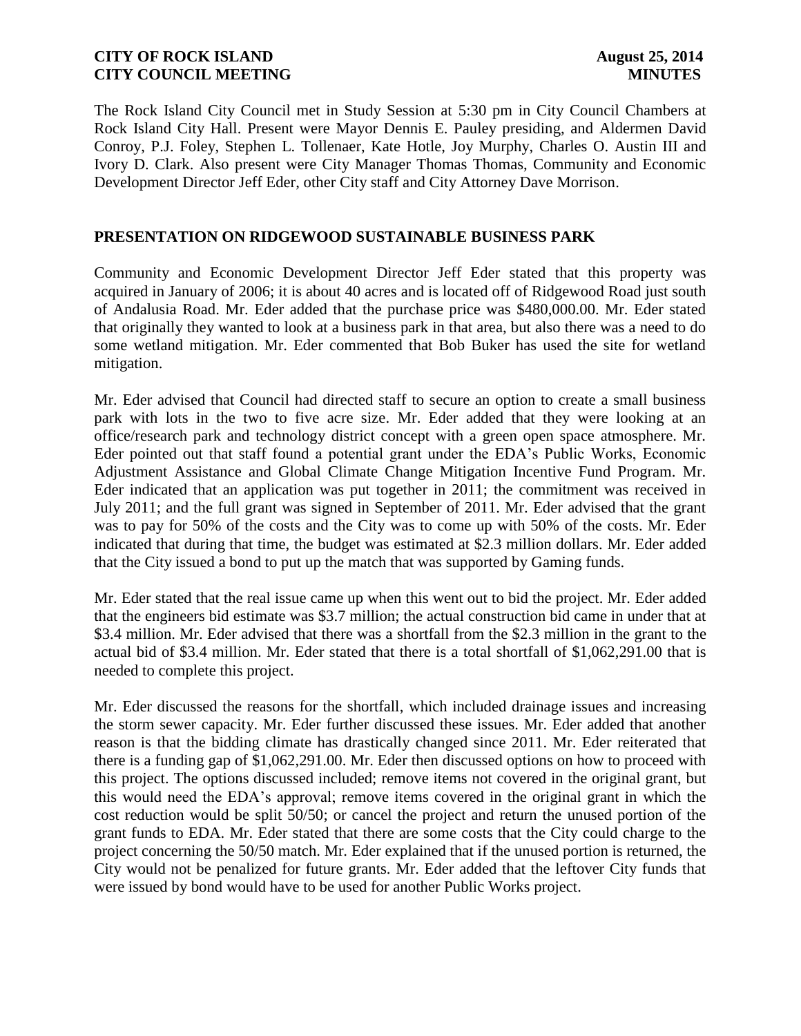The Rock Island City Council met in Study Session at 5:30 pm in City Council Chambers at Rock Island City Hall. Present were Mayor Dennis E. Pauley presiding, and Aldermen David Conroy, P.J. Foley, Stephen L. Tollenaer, Kate Hotle, Joy Murphy, Charles O. Austin III and Ivory D. Clark. Also present were City Manager Thomas Thomas, Community and Economic Development Director Jeff Eder, other City staff and City Attorney Dave Morrison.

## PRESENTATION ON RIDGEWOOD SUSTAINABLE BUSINESS PARK

Community and Economic Development Director Jeff Eder stated that this property was acquired in January of 2006; it is about 40 acres and is located off of Ridgewood Road just south of Andalusia Road. Mr. Eder added that the purchase price was $480,000.00. Mr. Eder stated that originally they wanted to look at a business park in that area, but also there was a need to do some wetland mitigation. Mr. Eder commented that Bob Buker has used the site for wetland mitigation.

Mr. Eder advised that Council had directed staff to secure an option to create a small business park with lots in the two to five acre size. Mr. Eder added that they were looking at an office/research park and technology district concept with a green open space atmosphere. Mr. Eder pointed out that staff found a potential grant under the EDA's Public Works, Economic Adjustment Assistance and Global Climate Change Mitigation Incentive Fund Program. Mr. Eder indicated that an application was put together in 2011; the commitment was received in July 2011; and the full grant was signed in September of 2011. Mr. Eder advised that the grant was to pay for 50% of the costs and the City was to come up with 50% of the costs. Mr. Eder indicated that during that time, the budget was estimated at $2.3 million dollars. Mr. Eder added that the City issued a bond to put up the match that was supported by Gaming funds.

Mr. Eder stated that the real issue came up when this went out to bid the project. Mr. Eder added that the engineers bid estimate was $3.7 million; the actual construction bid came in under that at $3.4 million. Mr. Eder advised that there was a shortfall from the $2.3 million in the grant to the actual bid of $3.4 million. Mr. Eder stated that there is a total shortfall of $1,062,291.00 that is needed to complete this project.

Mr. Eder discussed the reasons for the shortfall, which included drainage issues and increasing the storm sewer capacity. Mr. Eder further discussed these issues. Mr. Eder added that another reason is that the bidding climate has drastically changed since 2011. Mr. Eder reiterated that there is a funding gap of $1,062,291.00. Mr. Eder then discussed options on how to proceed with this project. The options discussed included; remove items not covered in the original grant, but this would need the EDA's approval; remove items covered in the original grant in which the cost reduction would be split 50/50; or cancel the project and return the unused portion of the grant funds to EDA. Mr. Eder stated that there are some costs that the City could charge to the project concerning the 50/50 match. Mr. Eder explained that if the unused portion is returned, the City would not be penalized for future grants. Mr. Eder added that the leftover City funds that were issued by bond would have to be used for another Public Works project.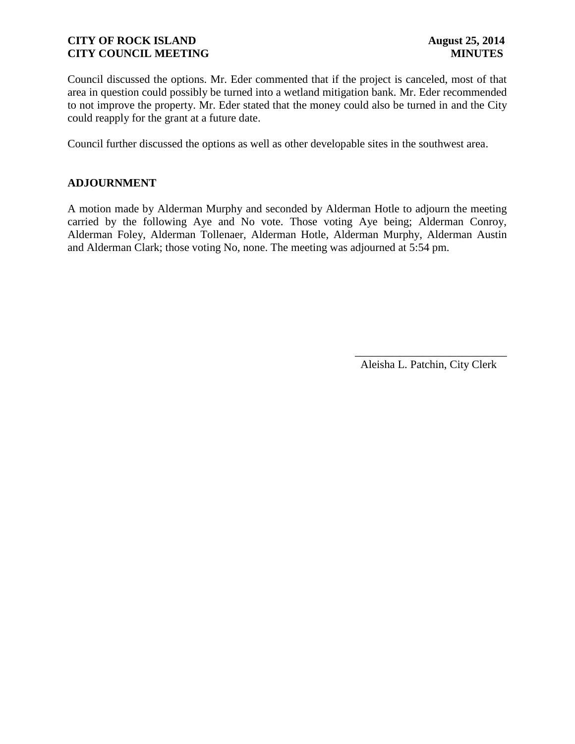Council discussed the options. Mr. Eder commented that if the project is canceled, most of that area in question could possibly be turned into a wetland mitigation bank. Mr. Eder recommended to not improve the property. Mr. Eder stated that the money could also be turned in and the City could reapply for the grant at a future date.

Council further discussed the options as well as other developable sites in the southwest area.

## ADJOURNMENT

A motion made by Alderman Murphy and seconded by Alderman Hotle to adjourn the meeting carried by the following Aye and No vote. Those voting Aye being; Alderman Conroy, Alderman Foley, Alderman Tollenaer, Alderman Hotle, Alderman Murphy, Alderman Austin and Alderman Clark; those voting No, none. The meeting was adjourned at 5:54 pm.

\_\_\_\_\_\_\_\_\_\_\_\_\_\_\_\_\_\_\_\_\_\_\_\_\_\_\_\_

Aleisha L. Patchin, City Clerk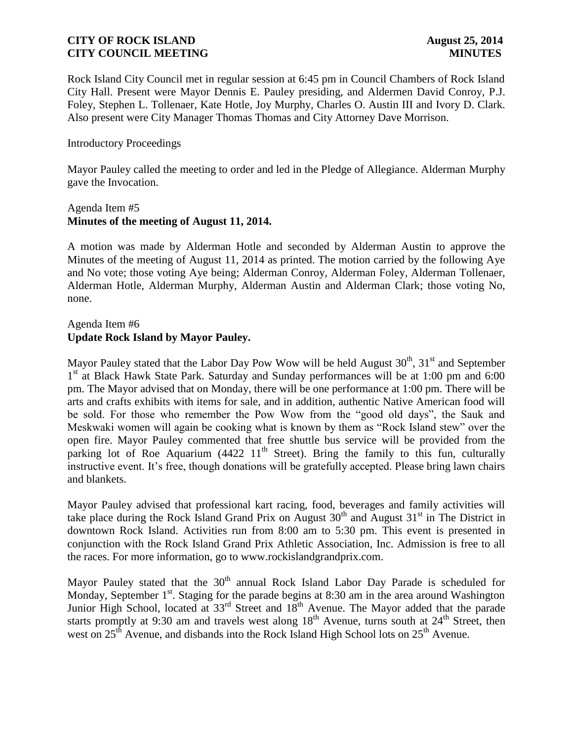Rock Island City Council met in regular session at 6:45 pm in Council Chambers of Rock Island City Hall. Present were Mayor Dennis E. Pauley presiding, and Aldermen David Conroy, P.J. Foley, Stephen L. Tollenaer, Kate Hotle, Joy Murphy, Charles O. Austin III and Ivory D. Clark. Also present were City Manager Thomas Thomas and City Attorney Dave Morrison.

Introductory Proceedings

Mayor Pauley called the meeting to order and led in the Pledge of Allegiance. Alderman Murphy gave the Invocation.

Agenda Item #5
**Minutes of the meeting of August 11, 2014.**

A motion was made by Alderman Hotle and seconded by Alderman Austin to approve the Minutes of the meeting of August 11, 2014 as printed. The motion carried by the following Aye and No vote; those voting Aye being; Alderman Conroy, Alderman Foley, Alderman Tollenaer, Alderman Hotle, Alderman Murphy, Alderman Austin and Alderman Clark; those voting No, none.

Agenda Item #6
**Update Rock Island by Mayor Pauley.**

Mayor Pauley stated that the Labor Day Pow Wow will be held August 30th, 31st and September 1st at Black Hawk State Park. Saturday and Sunday performances will be at 1:00 pm and 6:00 pm. The Mayor advised that on Monday, there will be one performance at 1:00 pm. There will be arts and crafts exhibits with items for sale, and in addition, authentic Native American food will be sold. For those who remember the Pow Wow from the "good old days", the Sauk and Meskwaki women will again be cooking what is known by them as "Rock Island stew" over the open fire. Mayor Pauley commented that free shuttle bus service will be provided from the parking lot of Roe Aquarium (4422 11th Street). Bring the family to this fun, culturally instructive event. It's free, though donations will be gratefully accepted. Please bring lawn chairs and blankets.

Mayor Pauley advised that professional kart racing, food, beverages and family activities will take place during the Rock Island Grand Prix on August 30th and August 31st in The District in downtown Rock Island. Activities run from 8:00 am to 5:30 pm. This event is presented in conjunction with the Rock Island Grand Prix Athletic Association, Inc. Admission is free to all the races. For more information, go to www.rockislandgrandprix.com.

Mayor Pauley stated that the 30th annual Rock Island Labor Day Parade is scheduled for Monday, September 1st. Staging for the parade begins at 8:30 am in the area around Washington Junior High School, located at 33rd Street and 18th Avenue. The Mayor added that the parade starts promptly at 9:30 am and travels west along 18th Avenue, turns south at 24th Street, then west on 25th Avenue, and disbands into the Rock Island High School lots on 25th Avenue.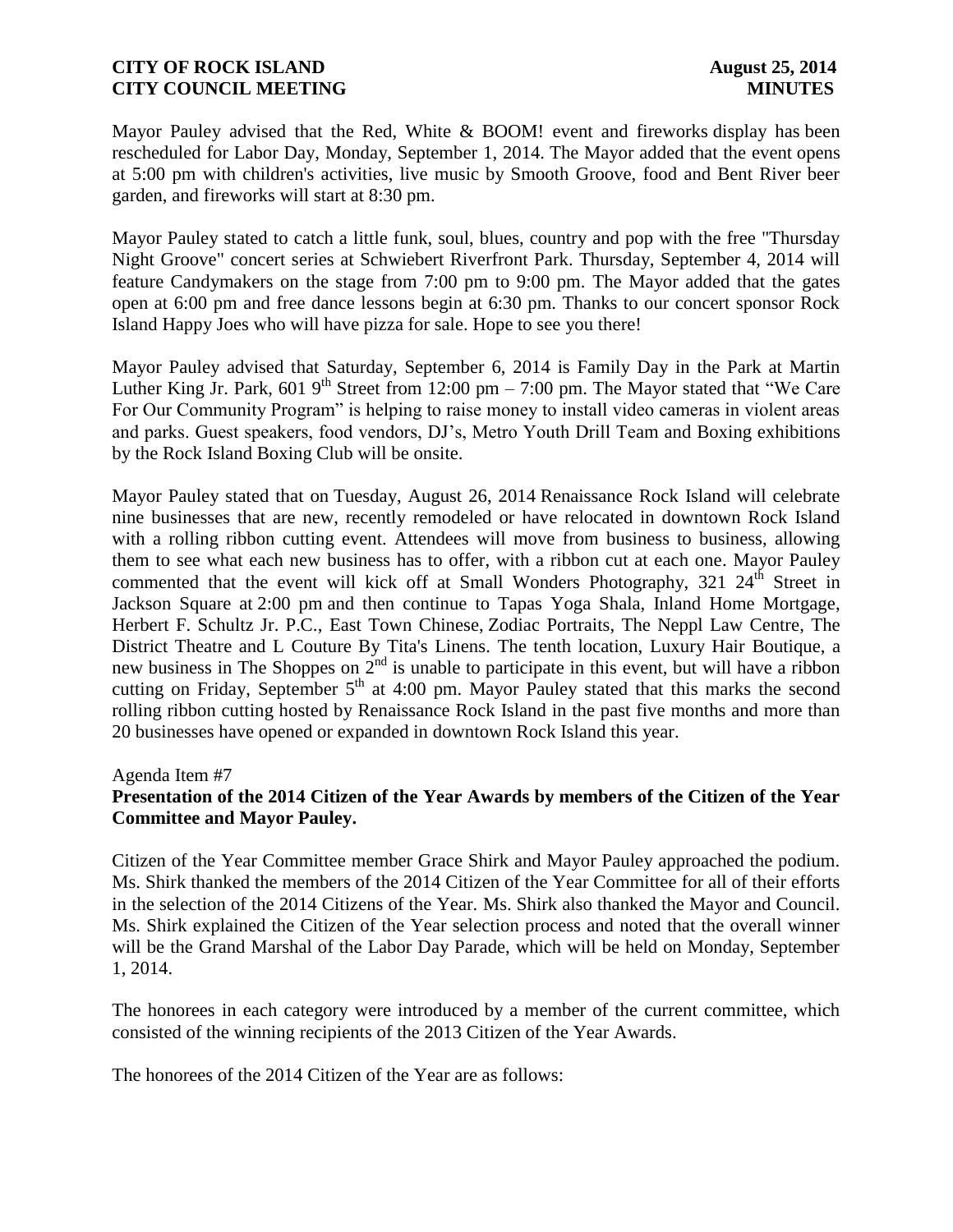Mayor Pauley advised that the Red, White & BOOM! event and fireworks display has been rescheduled for Labor Day, Monday, September 1, 2014. The Mayor added that the event opens at 5:00 pm with children's activities, live music by Smooth Groove, food and Bent River beer garden, and fireworks will start at 8:30 pm.

Mayor Pauley stated to catch a little funk, soul, blues, country and pop with the free "Thursday Night Groove" concert series at Schwiebert Riverfront Park. Thursday, September 4, 2014 will feature Candymakers on the stage from 7:00 pm to 9:00 pm. The Mayor added that the gates open at 6:00 pm and free dance lessons begin at 6:30 pm. Thanks to our concert sponsor Rock Island Happy Joes who will have pizza for sale. Hope to see you there!

Mayor Pauley advised that Saturday, September 6, 2014 is Family Day in the Park at Martin Luther King Jr. Park, 601 9th Street from 12:00 pm – 7:00 pm. The Mayor stated that "We Care For Our Community Program" is helping to raise money to install video cameras in violent areas and parks. Guest speakers, food vendors, DJ's, Metro Youth Drill Team and Boxing exhibitions by the Rock Island Boxing Club will be onsite.

Mayor Pauley stated that on Tuesday, August 26, 2014 Renaissance Rock Island will celebrate nine businesses that are new, recently remodeled or have relocated in downtown Rock Island with a rolling ribbon cutting event. Attendees will move from business to business, allowing them to see what each new business has to offer, with a ribbon cut at each one. Mayor Pauley commented that the event will kick off at Small Wonders Photography, 321 24th Street in Jackson Square at 2:00 pm and then continue to Tapas Yoga Shala, Inland Home Mortgage, Herbert F. Schultz Jr. P.C., East Town Chinese, Zodiac Portraits, The Neppl Law Centre, The District Theatre and L Couture By Tita's Linens. The tenth location, Luxury Hair Boutique, a new business in The Shoppes on 2nd is unable to participate in this event, but will have a ribbon cutting on Friday, September 5th at 4:00 pm. Mayor Pauley stated that this marks the second rolling ribbon cutting hosted by Renaissance Rock Island in the past five months and more than 20 businesses have opened or expanded in downtown Rock Island this year.

Agenda Item #7

**Presentation of the 2014 Citizen of the Year Awards by members of the Citizen of the Year Committee and Mayor Pauley.**

Citizen of the Year Committee member Grace Shirk and Mayor Pauley approached the podium. Ms. Shirk thanked the members of the 2014 Citizen of the Year Committee for all of their efforts in the selection of the 2014 Citizens of the Year. Ms. Shirk also thanked the Mayor and Council. Ms. Shirk explained the Citizen of the Year selection process and noted that the overall winner will be the Grand Marshal of the Labor Day Parade, which will be held on Monday, September 1, 2014.

The honorees in each category were introduced by a member of the current committee, which consisted of the winning recipients of the 2013 Citizen of the Year Awards.

The honorees of the 2014 Citizen of the Year are as follows: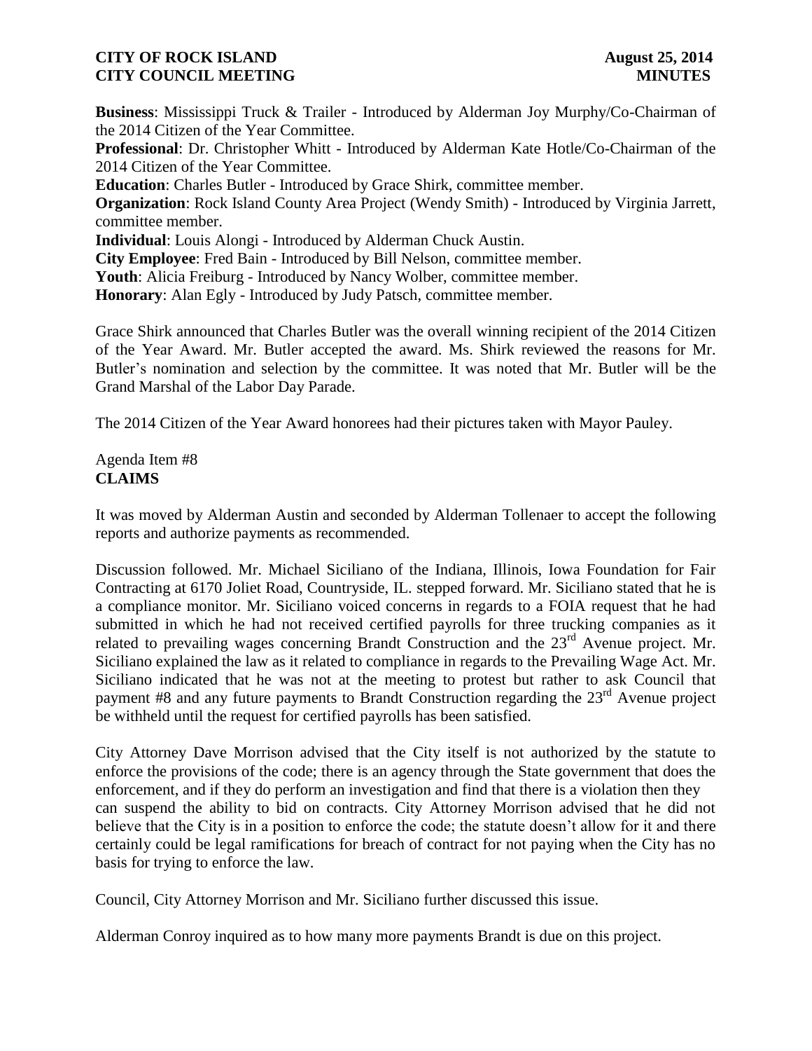**Business**: Mississippi Truck & Trailer - Introduced by Alderman Joy Murphy/Co-Chairman of the 2014 Citizen of the Year Committee.

**Professional**: Dr. Christopher Whitt - Introduced by Alderman Kate Hotle/Co-Chairman of the 2014 Citizen of the Year Committee.

**Education**: Charles Butler - Introduced by Grace Shirk, committee member.

**Organization**: Rock Island County Area Project (Wendy Smith) - Introduced by Virginia Jarrett, committee member.

**Individual**: Louis Alongi - Introduced by Alderman Chuck Austin.

**City Employee**: Fred Bain - Introduced by Bill Nelson, committee member.

**Youth**: Alicia Freiburg - Introduced by Nancy Wolber, committee member.

**Honorary**: Alan Egly - Introduced by Judy Patsch, committee member.

Grace Shirk announced that Charles Butler was the overall winning recipient of the 2014 Citizen of the Year Award. Mr. Butler accepted the award. Ms. Shirk reviewed the reasons for Mr. Butler's nomination and selection by the committee. It was noted that Mr. Butler will be the Grand Marshal of the Labor Day Parade.

The 2014 Citizen of the Year Award honorees had their pictures taken with Mayor Pauley.

Agenda Item #8
**CLAIMS**

It was moved by Alderman Austin and seconded by Alderman Tollenaer to accept the following reports and authorize payments as recommended.

Discussion followed. Mr. Michael Siciliano of the Indiana, Illinois, Iowa Foundation for Fair Contracting at 6170 Joliet Road, Countryside, IL. stepped forward. Mr. Siciliano stated that he is a compliance monitor. Mr. Siciliano voiced concerns in regards to a FOIA request that he had submitted in which he had not received certified payrolls for three trucking companies as it related to prevailing wages concerning Brandt Construction and the 23rd Avenue project. Mr. Siciliano explained the law as it related to compliance in regards to the Prevailing Wage Act. Mr. Siciliano indicated that he was not at the meeting to protest but rather to ask Council that payment #8 and any future payments to Brandt Construction regarding the 23rd Avenue project be withheld until the request for certified payrolls has been satisfied.

City Attorney Dave Morrison advised that the City itself is not authorized by the statute to enforce the provisions of the code; there is an agency through the State government that does the enforcement, and if they do perform an investigation and find that there is a violation then they can suspend the ability to bid on contracts. City Attorney Morrison advised that he did not believe that the City is in a position to enforce the code; the statute doesn't allow for it and there certainly could be legal ramifications for breach of contract for not paying when the City has no basis for trying to enforce the law.

Council, City Attorney Morrison and Mr. Siciliano further discussed this issue.

Alderman Conroy inquired as to how many more payments Brandt is due on this project.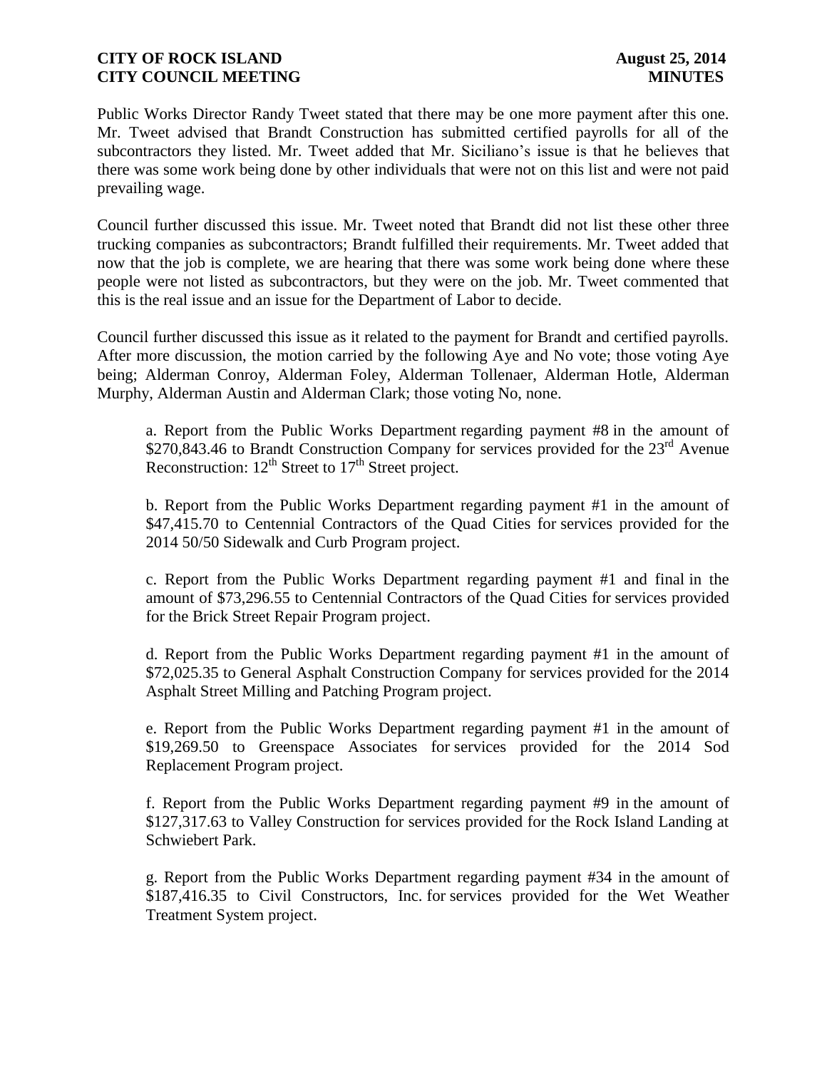Public Works Director Randy Tweet stated that there may be one more payment after this one. Mr. Tweet advised that Brandt Construction has submitted certified payrolls for all of the subcontractors they listed. Mr. Tweet added that Mr. Siciliano's issue is that he believes that there was some work being done by other individuals that were not on this list and were not paid prevailing wage.

Council further discussed this issue. Mr. Tweet noted that Brandt did not list these other three trucking companies as subcontractors; Brandt fulfilled their requirements. Mr. Tweet added that now that the job is complete, we are hearing that there was some work being done where these people were not listed as subcontractors, but they were on the job. Mr. Tweet commented that this is the real issue and an issue for the Department of Labor to decide.

Council further discussed this issue as it related to the payment for Brandt and certified payrolls. After more discussion, the motion carried by the following Aye and No vote; those voting Aye being; Alderman Conroy, Alderman Foley, Alderman Tollenaer, Alderman Hotle, Alderman Murphy, Alderman Austin and Alderman Clark; those voting No, none.

a. Report from the Public Works Department regarding payment #8 in the amount of $270,843.46 to Brandt Construction Company for services provided for the 23rd Avenue Reconstruction: 12th Street to 17th Street project.

b. Report from the Public Works Department regarding payment #1 in the amount of $47,415.70 to Centennial Contractors of the Quad Cities for services provided for the 2014 50/50 Sidewalk and Curb Program project.

c. Report from the Public Works Department regarding payment #1 and final in the amount of $73,296.55 to Centennial Contractors of the Quad Cities for services provided for the Brick Street Repair Program project.

d. Report from the Public Works Department regarding payment #1 in the amount of $72,025.35 to General Asphalt Construction Company for services provided for the 2014 Asphalt Street Milling and Patching Program project.

e. Report from the Public Works Department regarding payment #1 in the amount of $19,269.50 to Greenspace Associates for services provided for the 2014 Sod Replacement Program project.

f. Report from the Public Works Department regarding payment #9 in the amount of $127,317.63 to Valley Construction for services provided for the Rock Island Landing at Schwiebert Park.

g. Report from the Public Works Department regarding payment #34 in the amount of $187,416.35 to Civil Constructors, Inc. for services provided for the Wet Weather Treatment System project.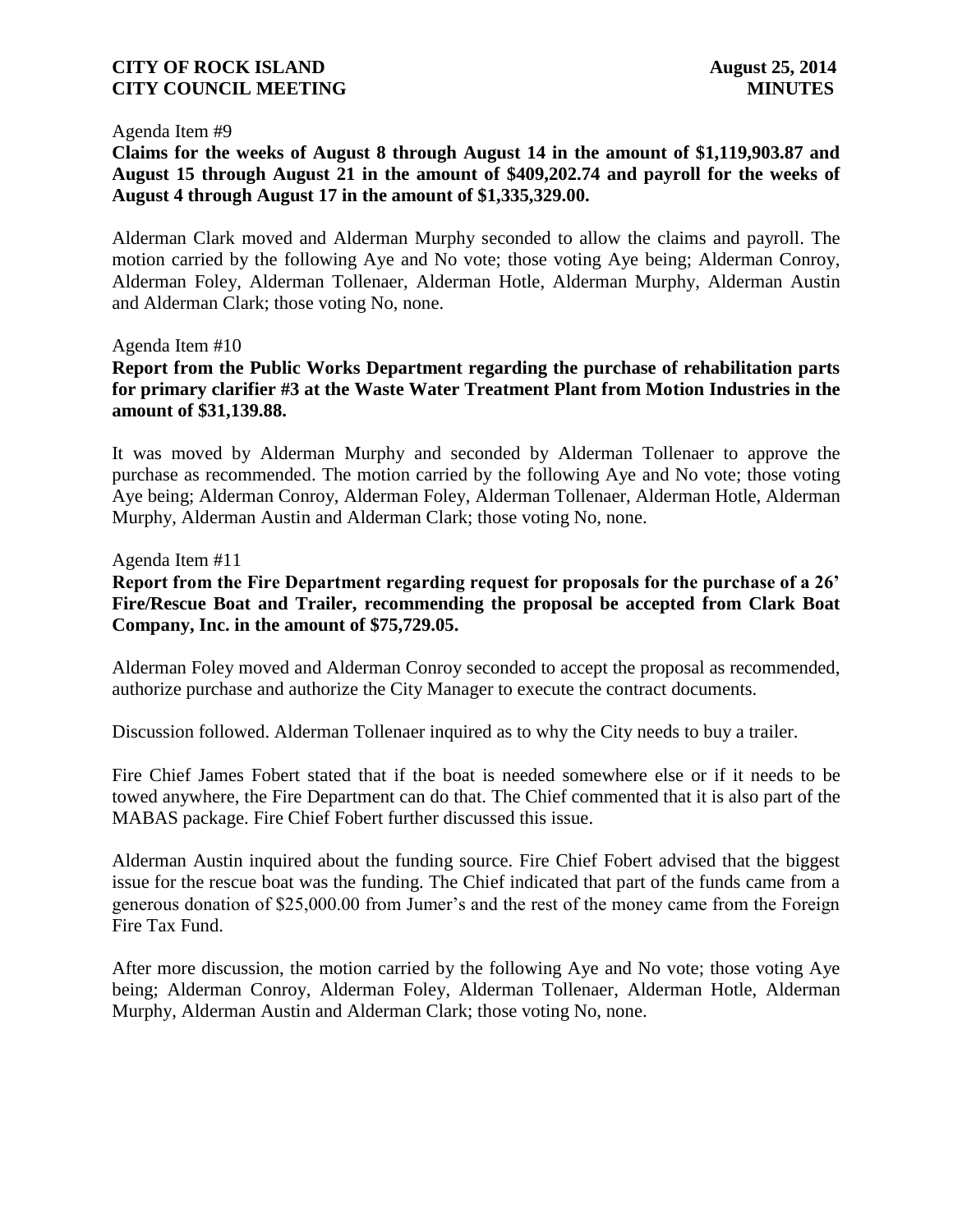Agenda Item #9

**Claims for the weeks of August 8 through August 14 in the amount of $1,119,903.87 and August 15 through August 21 in the amount of $409,202.74 and payroll for the weeks of August 4 through August 17 in the amount of $1,335,329.00.**

Alderman Clark moved and Alderman Murphy seconded to allow the claims and payroll. The motion carried by the following Aye and No vote; those voting Aye being; Alderman Conroy, Alderman Foley, Alderman Tollenaer, Alderman Hotle, Alderman Murphy, Alderman Austin and Alderman Clark; those voting No, none.

Agenda Item #10

**Report from the Public Works Department regarding the purchase of rehabilitation parts for primary clarifier #3 at the Waste Water Treatment Plant from Motion Industries in the amount of $31,139.88.**

It was moved by Alderman Murphy and seconded by Alderman Tollenaer to approve the purchase as recommended. The motion carried by the following Aye and No vote; those voting Aye being; Alderman Conroy, Alderman Foley, Alderman Tollenaer, Alderman Hotle, Alderman Murphy, Alderman Austin and Alderman Clark; those voting No, none.

Agenda Item #11

**Report from the Fire Department regarding request for proposals for the purchase of a 26' Fire/Rescue Boat and Trailer, recommending the proposal be accepted from Clark Boat Company, Inc. in the amount of $75,729.05.**

Alderman Foley moved and Alderman Conroy seconded to accept the proposal as recommended, authorize purchase and authorize the City Manager to execute the contract documents.

Discussion followed. Alderman Tollenaer inquired as to why the City needs to buy a trailer.

Fire Chief James Fobert stated that if the boat is needed somewhere else or if it needs to be towed anywhere, the Fire Department can do that. The Chief commented that it is also part of the MABAS package. Fire Chief Fobert further discussed this issue.

Alderman Austin inquired about the funding source. Fire Chief Fobert advised that the biggest issue for the rescue boat was the funding. The Chief indicated that part of the funds came from a generous donation of $25,000.00 from Jumer's and the rest of the money came from the Foreign Fire Tax Fund.

After more discussion, the motion carried by the following Aye and No vote; those voting Aye being; Alderman Conroy, Alderman Foley, Alderman Tollenaer, Alderman Hotle, Alderman Murphy, Alderman Austin and Alderman Clark; those voting No, none.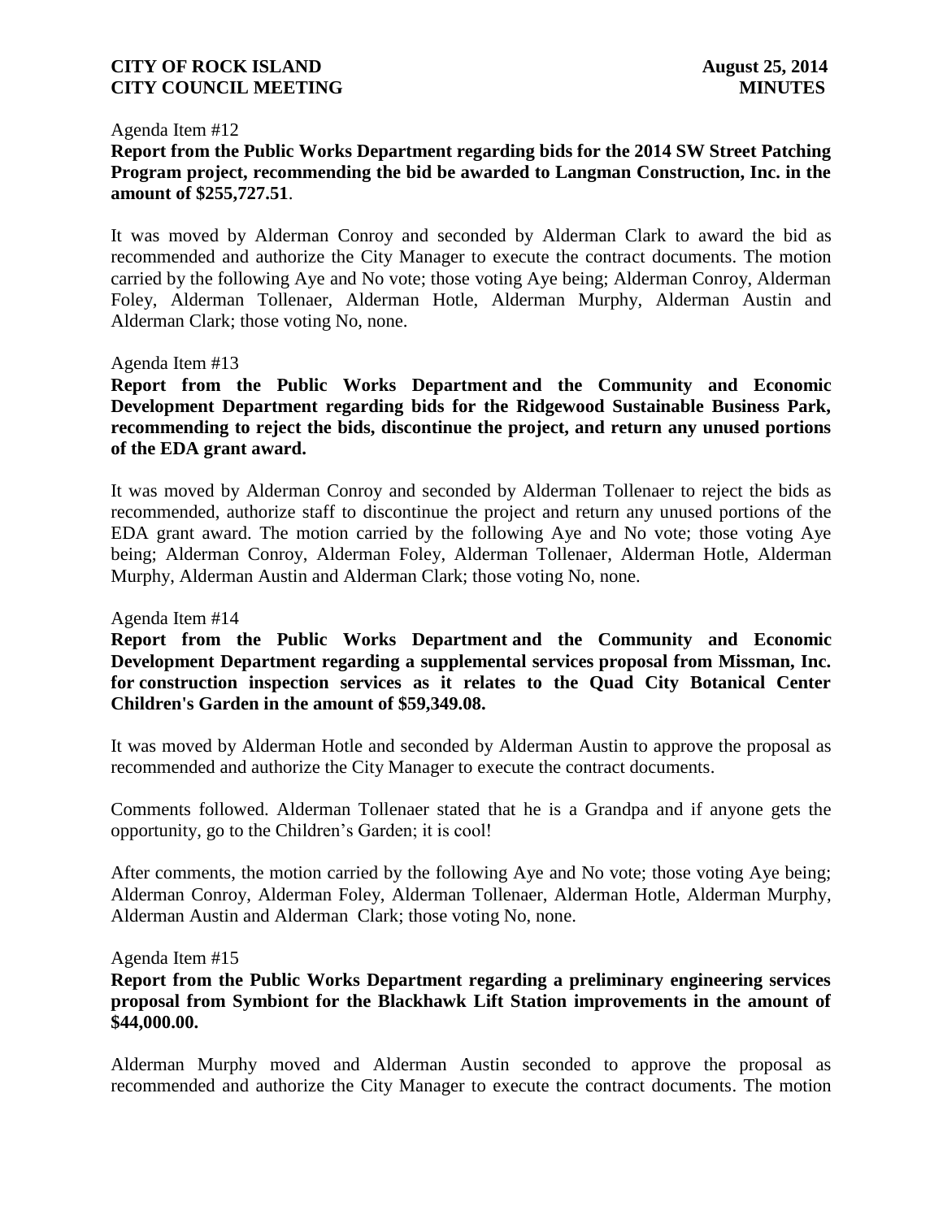Agenda Item #12

**Report from the Public Works Department regarding bids for the 2014 SW Street Patching Program project, recommending the bid be awarded to Langman Construction, Inc. in the amount of $255,727.51**.

It was moved by Alderman Conroy and seconded by Alderman Clark to award the bid as recommended and authorize the City Manager to execute the contract documents. The motion carried by the following Aye and No vote; those voting Aye being; Alderman Conroy, Alderman Foley, Alderman Tollenaer, Alderman Hotle, Alderman Murphy, Alderman Austin and Alderman Clark; those voting No, none.

Agenda Item #13

**Report from the Public Works Department and the Community and Economic Development Department regarding bids for the Ridgewood Sustainable Business Park, recommending to reject the bids, discontinue the project, and return any unused portions of the EDA grant award.**

It was moved by Alderman Conroy and seconded by Alderman Tollenaer to reject the bids as recommended, authorize staff to discontinue the project and return any unused portions of the EDA grant award. The motion carried by the following Aye and No vote; those voting Aye being; Alderman Conroy, Alderman Foley, Alderman Tollenaer, Alderman Hotle, Alderman Murphy, Alderman Austin and Alderman Clark; those voting No, none.

Agenda Item #14

**Report from the Public Works Department and the Community and Economic Development Department regarding a supplemental services proposal from Missman, Inc. for construction inspection services as it relates to the Quad City Botanical Center Children's Garden in the amount of $59,349.08.**

It was moved by Alderman Hotle and seconded by Alderman Austin to approve the proposal as recommended and authorize the City Manager to execute the contract documents.

Comments followed. Alderman Tollenaer stated that he is a Grandpa and if anyone gets the opportunity, go to the Children's Garden; it is cool!

After comments, the motion carried by the following Aye and No vote; those voting Aye being; Alderman Conroy, Alderman Foley, Alderman Tollenaer, Alderman Hotle, Alderman Murphy, Alderman Austin and Alderman Clark; those voting No, none.

Agenda Item #15

**Report from the Public Works Department regarding a preliminary engineering services proposal from Symbiont for the Blackhawk Lift Station improvements in the amount of $44,000.00.**

Alderman Murphy moved and Alderman Austin seconded to approve the proposal as recommended and authorize the City Manager to execute the contract documents. The motion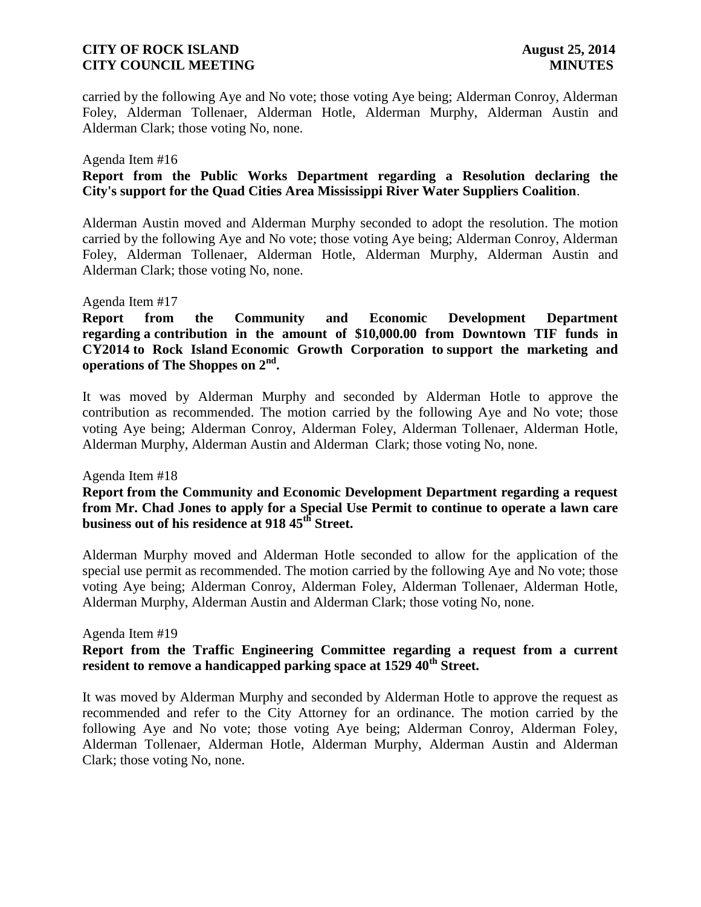carried by the following Aye and No vote; those voting Aye being; Alderman Conroy, Alderman Foley, Alderman Tollenaer, Alderman Hotle, Alderman Murphy, Alderman Austin and Alderman Clark; those voting No, none.

Agenda Item #16

**Report from the Public Works Department regarding a Resolution declaring the City's support for the Quad Cities Area Mississippi River Water Suppliers Coalition**.

Alderman Austin moved and Alderman Murphy seconded to adopt the resolution. The motion carried by the following Aye and No vote; those voting Aye being; Alderman Conroy, Alderman Foley, Alderman Tollenaer, Alderman Hotle, Alderman Murphy, Alderman Austin and Alderman Clark; those voting No, none.

Agenda Item #17

**Report from the Community and Economic Development Department regarding a contribution in the amount of $10,000.00 from Downtown TIF funds in CY2014 to Rock Island Economic Growth Corporation to support the marketing and operations of The Shoppes on 2nd.**

It was moved by Alderman Murphy and seconded by Alderman Hotle to approve the contribution as recommended. The motion carried by the following Aye and No vote; those voting Aye being; Alderman Conroy, Alderman Foley, Alderman Tollenaer, Alderman Hotle, Alderman Murphy, Alderman Austin and Alderman Clark; those voting No, none.

Agenda Item #18

**Report from the Community and Economic Development Department regarding a request from Mr. Chad Jones to apply for a Special Use Permit to continue to operate a lawn care business out of his residence at 918 45th Street.**

Alderman Murphy moved and Alderman Hotle seconded to allow for the application of the special use permit as recommended. The motion carried by the following Aye and No vote; those voting Aye being; Alderman Conroy, Alderman Foley, Alderman Tollenaer, Alderman Hotle, Alderman Murphy, Alderman Austin and Alderman Clark; those voting No, none.

Agenda Item #19

**Report from the Traffic Engineering Committee regarding a request from a current resident to remove a handicapped parking space at 1529 40th Street.**

It was moved by Alderman Murphy and seconded by Alderman Hotle to approve the request as recommended and refer to the City Attorney for an ordinance. The motion carried by the following Aye and No vote; those voting Aye being; Alderman Conroy, Alderman Foley, Alderman Tollenaer, Alderman Hotle, Alderman Murphy, Alderman Austin and Alderman Clark; those voting No, none.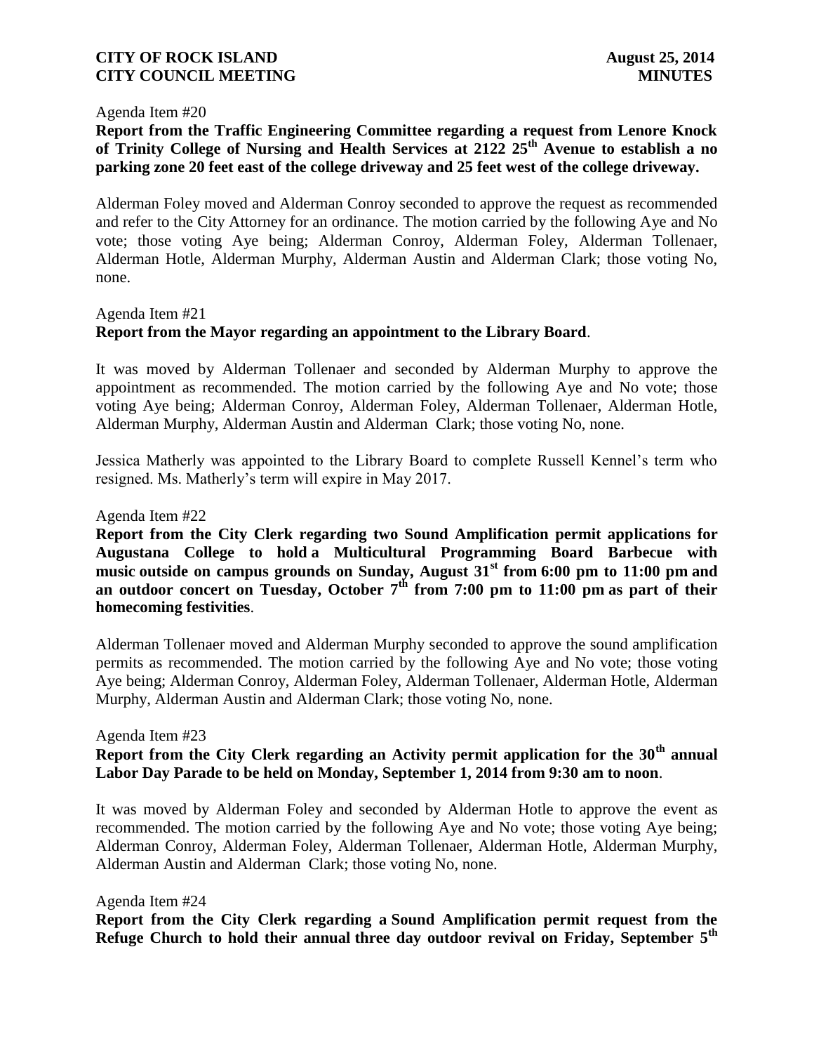Agenda Item #20

**Report from the Traffic Engineering Committee regarding a request from Lenore Knock of Trinity College of Nursing and Health Services at 2122 25th Avenue to establish a no parking zone 20 feet east of the college driveway and 25 feet west of the college driveway.**

Alderman Foley moved and Alderman Conroy seconded to approve the request as recommended and refer to the City Attorney for an ordinance. The motion carried by the following Aye and No vote; those voting Aye being; Alderman Conroy, Alderman Foley, Alderman Tollenaer, Alderman Hotle, Alderman Murphy, Alderman Austin and Alderman Clark; those voting No, none.

Agenda Item #21

**Report from the Mayor regarding an appointment to the Library Board**.

It was moved by Alderman Tollenaer and seconded by Alderman Murphy to approve the appointment as recommended. The motion carried by the following Aye and No vote; those voting Aye being; Alderman Conroy, Alderman Foley, Alderman Tollenaer, Alderman Hotle, Alderman Murphy, Alderman Austin and Alderman Clark; those voting No, none.

Jessica Matherly was appointed to the Library Board to complete Russell Kennel's term who resigned. Ms. Matherly's term will expire in May 2017.

Agenda Item #22

**Report from the City Clerk regarding two Sound Amplification permit applications for Augustana College to hold a Multicultural Programming Board Barbecue with music outside on campus grounds on Sunday, August 31st from 6:00 pm to 11:00 pm and an outdoor concert on Tuesday, October 7th from 7:00 pm to 11:00 pm as part of their homecoming festivities**.

Alderman Tollenaer moved and Alderman Murphy seconded to approve the sound amplification permits as recommended. The motion carried by the following Aye and No vote; those voting Aye being; Alderman Conroy, Alderman Foley, Alderman Tollenaer, Alderman Hotle, Alderman Murphy, Alderman Austin and Alderman Clark; those voting No, none.

Agenda Item #23

**Report from the City Clerk regarding an Activity permit application for the 30th annual Labor Day Parade to be held on Monday, September 1, 2014 from 9:30 am to noon**.

It was moved by Alderman Foley and seconded by Alderman Hotle to approve the event as recommended. The motion carried by the following Aye and No vote; those voting Aye being; Alderman Conroy, Alderman Foley, Alderman Tollenaer, Alderman Hotle, Alderman Murphy, Alderman Austin and Alderman Clark; those voting No, none.

Agenda Item #24

**Report from the City Clerk regarding a Sound Amplification permit request from the Refuge Church to hold their annual three day outdoor revival on Friday, September 5th**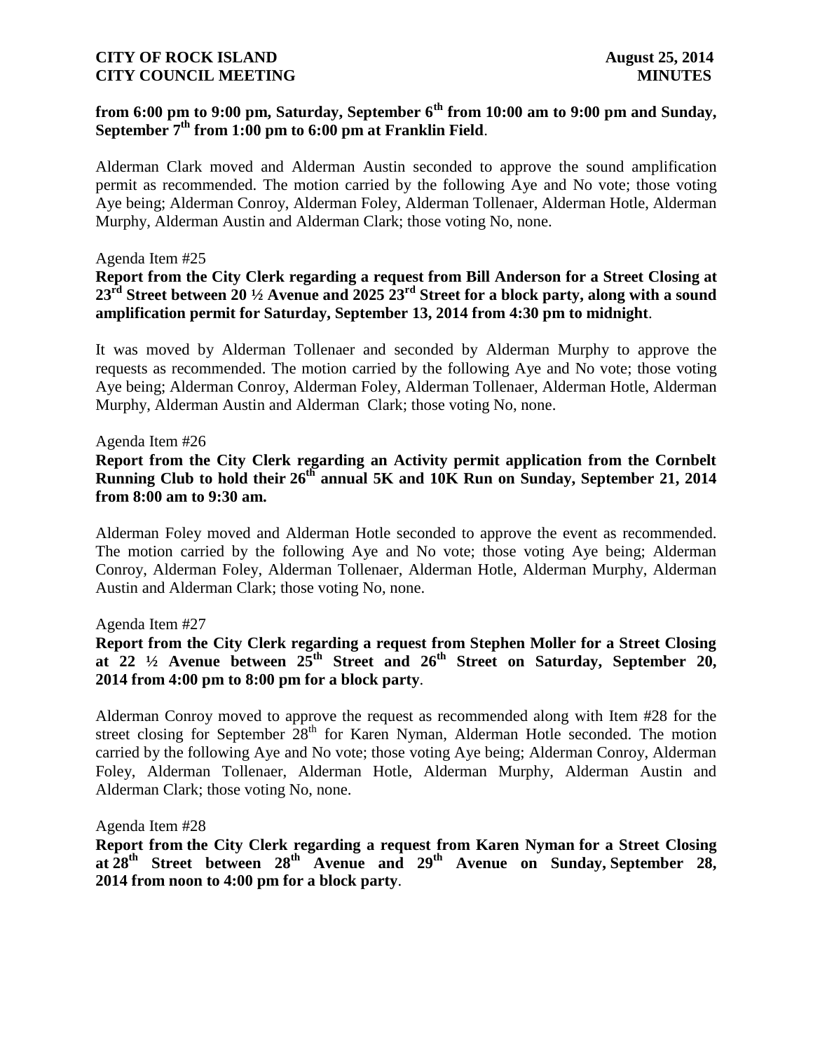**from 6:00 pm to 9:00 pm, Saturday, September 6th from 10:00 am to 9:00 pm and Sunday, September 7th from 1:00 pm to 6:00 pm at Franklin Field**.

Alderman Clark moved and Alderman Austin seconded to approve the sound amplification permit as recommended. The motion carried by the following Aye and No vote; those voting Aye being; Alderman Conroy, Alderman Foley, Alderman Tollenaer, Alderman Hotle, Alderman Murphy, Alderman Austin and Alderman Clark; those voting No, none.

Agenda Item #25

**Report from the City Clerk regarding a request from Bill Anderson for a Street Closing at 23rd Street between 20 ½ Avenue and 2025 23rd Street for a block party, along with a sound amplification permit for Saturday, September 13, 2014 from 4:30 pm to midnight**.

It was moved by Alderman Tollenaer and seconded by Alderman Murphy to approve the requests as recommended. The motion carried by the following Aye and No vote; those voting Aye being; Alderman Conroy, Alderman Foley, Alderman Tollenaer, Alderman Hotle, Alderman Murphy, Alderman Austin and Alderman Clark; those voting No, none.

Agenda Item #26

**Report from the City Clerk regarding an Activity permit application from the Cornbelt Running Club to hold their 26th annual 5K and 10K Run on Sunday, September 21, 2014 from 8:00 am to 9:30 am.**

Alderman Foley moved and Alderman Hotle seconded to approve the event as recommended. The motion carried by the following Aye and No vote; those voting Aye being; Alderman Conroy, Alderman Foley, Alderman Tollenaer, Alderman Hotle, Alderman Murphy, Alderman Austin and Alderman Clark; those voting No, none.

Agenda Item #27

**Report from the City Clerk regarding a request from Stephen Moller for a Street Closing at 22 ½ Avenue between 25th Street and 26th Street on Saturday, September 20, 2014 from 4:00 pm to 8:00 pm for a block party**.

Alderman Conroy moved to approve the request as recommended along with Item #28 for the street closing for September 28th for Karen Nyman, Alderman Hotle seconded. The motion carried by the following Aye and No vote; those voting Aye being; Alderman Conroy, Alderman Foley, Alderman Tollenaer, Alderman Hotle, Alderman Murphy, Alderman Austin and Alderman Clark; those voting No, none.

Agenda Item #28

**Report from the City Clerk regarding a request from Karen Nyman for a Street Closing at 28th Street between 28th Avenue and 29th Avenue on Sunday, September 28, 2014 from noon to 4:00 pm for a block party**.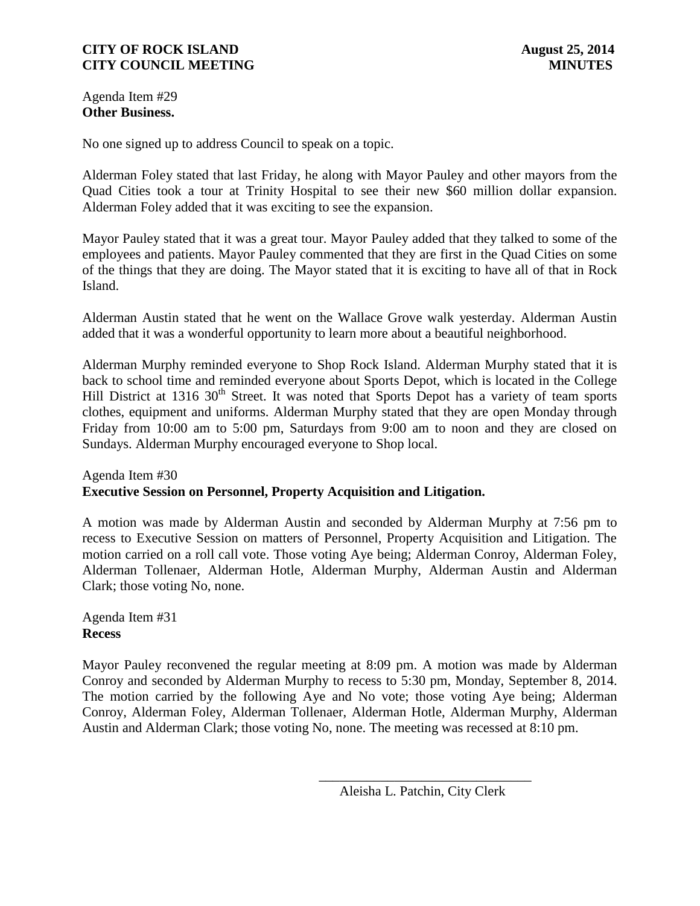Agenda Item #29
**Other Business.**

No one signed up to address Council to speak on a topic.

Alderman Foley stated that last Friday, he along with Mayor Pauley and other mayors from the Quad Cities took a tour at Trinity Hospital to see their new $60 million dollar expansion. Alderman Foley added that it was exciting to see the expansion.

Mayor Pauley stated that it was a great tour. Mayor Pauley added that they talked to some of the employees and patients. Mayor Pauley commented that they are first in the Quad Cities on some of the things that they are doing. The Mayor stated that it is exciting to have all of that in Rock Island.

Alderman Austin stated that he went on the Wallace Grove walk yesterday. Alderman Austin added that it was a wonderful opportunity to learn more about a beautiful neighborhood.

Alderman Murphy reminded everyone to Shop Rock Island. Alderman Murphy stated that it is back to school time and reminded everyone about Sports Depot, which is located in the College Hill District at 1316 30th Street. It was noted that Sports Depot has a variety of team sports clothes, equipment and uniforms. Alderman Murphy stated that they are open Monday through Friday from 10:00 am to 5:00 pm, Saturdays from 9:00 am to noon and they are closed on Sundays. Alderman Murphy encouraged everyone to Shop local.

Agenda Item #30
**Executive Session on Personnel, Property Acquisition and Litigation.**

A motion was made by Alderman Austin and seconded by Alderman Murphy at 7:56 pm to recess to Executive Session on matters of Personnel, Property Acquisition and Litigation. The motion carried on a roll call vote. Those voting Aye being; Alderman Conroy, Alderman Foley, Alderman Tollenaer, Alderman Hotle, Alderman Murphy, Alderman Austin and Alderman Clark; those voting No, none.

Agenda Item #31
**Recess**

Mayor Pauley reconvened the regular meeting at 8:09 pm. A motion was made by Alderman Conroy and seconded by Alderman Murphy to recess to 5:30 pm, Monday, September 8, 2014. The motion carried by the following Aye and No vote; those voting Aye being; Alderman Conroy, Alderman Foley, Alderman Tollenaer, Alderman Hotle, Alderman Murphy, Alderman Austin and Alderman Clark; those voting No, none. The meeting was recessed at 8:10 pm.

\_\_\_\_\_\_\_\_\_\_\_\_\_\_\_\_\_\_\_\_\_\_\_\_\_\_\_\_\_\_
Aleisha L. Patchin, City Clerk